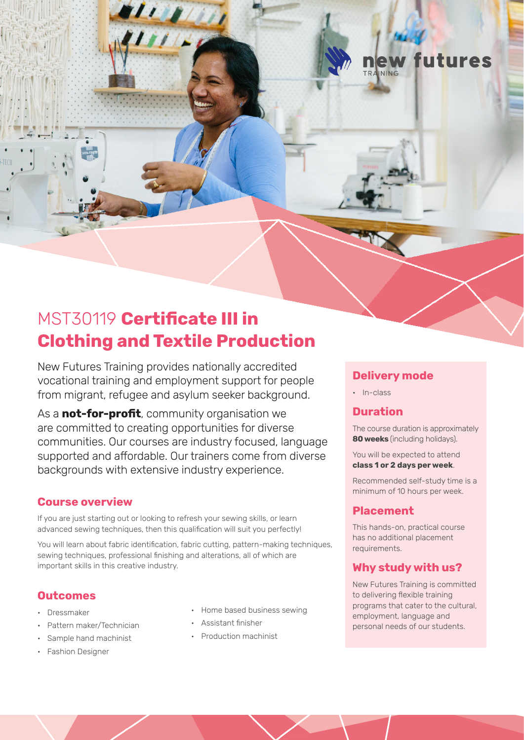new futures TRAINING

# MST30119 **Certificate III in Clothing and Textile Production**

New Futures Training provides nationally accredited vocational training and employment support for people from migrant, refugee and asylum seeker background.

As a **not-for-profit**, community organisation we are committed to creating opportunities for diverse communities. Our courses are industry focused, language supported and affordable. Our trainers come from diverse backgrounds with extensive industry experience.

## Course overview

If you are just starting out or looking to refresh your sewing skills, or learn advanced sewing techniques, then this qualification will suit you perfectly!

You will learn about fabric identification, fabric cutting, pattern-making techniques, sewing techniques, professional finishing and alterations, all of which are important skills in this creative industry.

## Outcomes

- Dressmaker
- Pattern maker/Technician
- Sample hand machinist
- Fashion Designer
- Home based business sewing
- Assistant finisher
- Production machinist

## Delivery mode

- In-class

## Duration

The course duration is approximately **80 weeks** (including holidays).

You will be expected to attend **class 1 or 2 days per week**.

Recommended self-study time is a minimum of 10 hours per week.

## Placement

This hands-on, practical course has no additional placement requirements.

## Why study with us?

New Futures Training is committed to delivering flexible training programs that cater to the cultural, employment, language and personal needs of our students.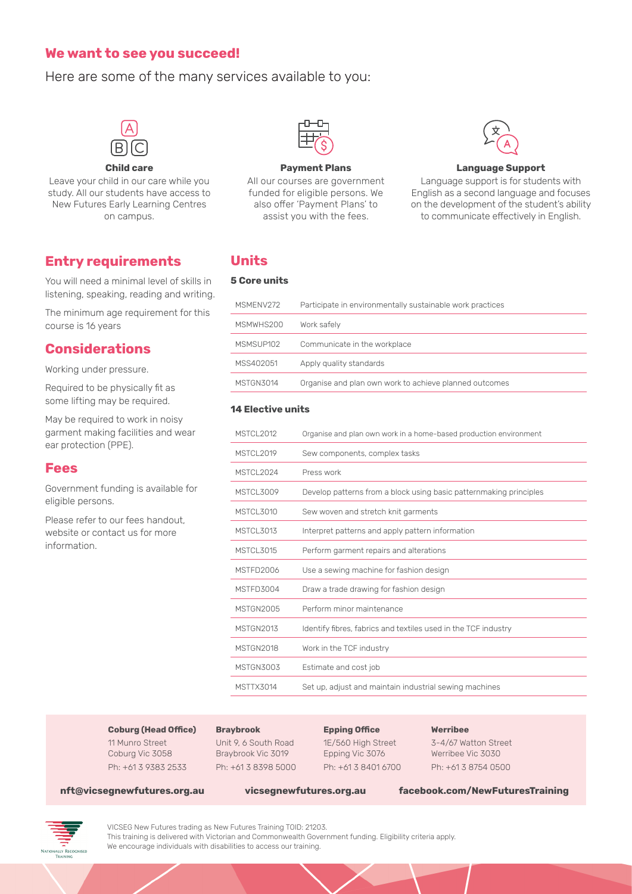## We want to see you succeed!

Here are some of the many services available to you:

**Child care**

Leave your child in our care while you study. All our students have access to New Futures Early Learning Centres on campus.

**Payment Plans**

All our courses are government funded for eligible persons. We also offer 'Payment Plans' to assist you with the fees.

**Language Support**

Language support is for students with English as a second language and focuses on the development of the student's ability to communicate effectively in English.

## Entry requirements

You will need a minimal level of skills in listening, speaking, reading and writing.

The minimum age requirement for this course is 16 years

## Considerations

Working under pressure.

Required to be physically fit as some lifting may be required.

May be required to work in noisy garment making facilities and wear ear protection (PPE).

## Fees

Government funding is available for eligible persons.

Please refer to our fees handout, website or contact us for more information.

## Units

### 5 Core units

| | |
|---|---|
| MSMENV272 | Participate in environmentally sustainable work practices |
| MSMWHS200 | Work safely |
| MSMSUP102 | Communicate in the workplace |
| MSS402051 | Apply quality standards |
| MSTGN3014 | Organise and plan own work to achieve planned outcomes |

### 14 Elective units

| | |
|---|---|
| MSTCL2012 | Organise and plan own work in a home-based production environment |
| MSTCL2019 | Sew components, complex tasks |
| MSTCL2024 | Press work |
| MSTCL3009 | Develop patterns from a block using basic patternmaking principles |
| MSTCL3010 | Sew woven and stretch knit garments |
| MSTCL3013 | Interpret patterns and apply pattern information |
| MSTCL3015 | Perform garment repairs and alterations |
| MSTFD2006 | Use a sewing machine for fashion design |
| MSTFD3004 | Draw a trade drawing for fashion design |
| MSTGN2005 | Perform minor maintenance |
| MSTGN2013 | Identify fibres, fabrics and textiles used in the TCF industry |
| MSTGN2018 | Work in the TCF industry |
| MSTGN3003 | Estimate and cost job |
| MSTTX3014 | Set up, adjust and maintain industrial sewing machines |

**Coburg (Head Office)**
11 Munro Street
Coburg Vic 3058
Ph: +61 3 9383 2533

**Braybrook**
Unit 9, 6 South Road
Braybrook Vic 3019
Ph: +61 3 8398 5000

**Epping Office**
1E/560 High Street
Epping Vic 3076
Ph: +61 3 8401 6700

**Werribee**
3-4/67 Watton Street
Werribee Vic 3030
Ph: +61 3 8754 0500

**nft@vicsegnewfutures.org.au** **vicsegnewfutures.org.au** **facebook.com/NewFuturesTraining**

Nationally Recognised Training

VICSEG New Futures trading as New Futures Training TOID: 21203.
This training is delivered with Victorian and Commonwealth Government funding. Eligibility criteria apply.
We encourage individuals with disabilities to access our training.